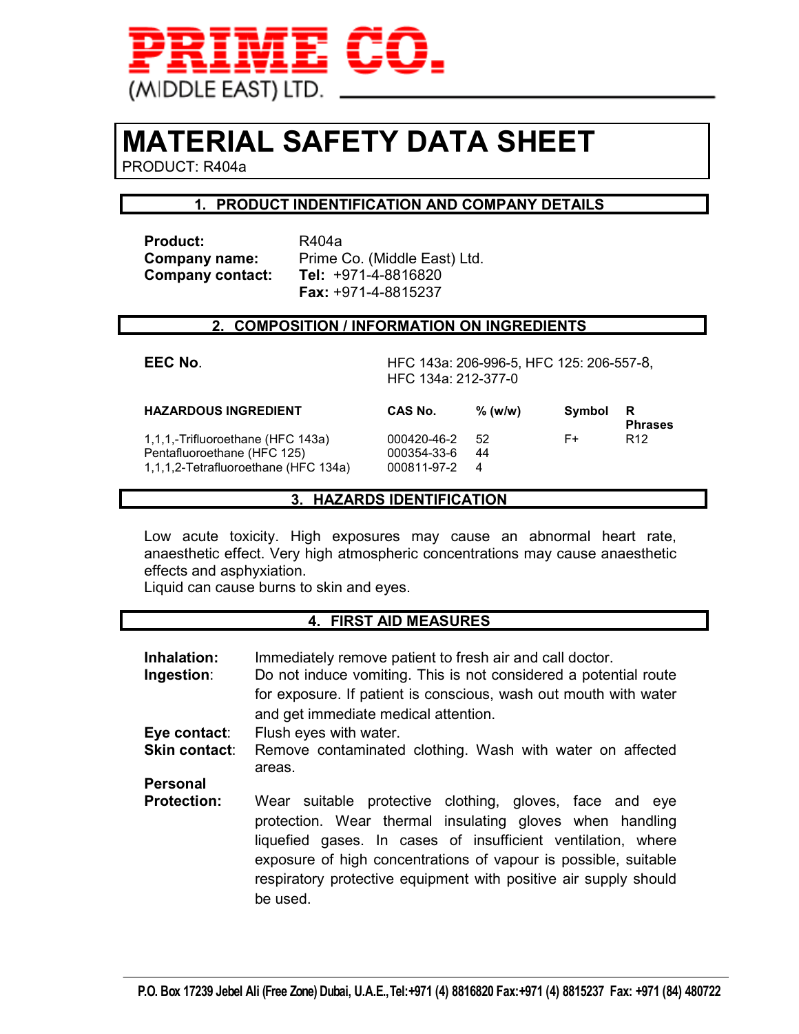**PRIME CO.**
(MIDDLE EAST) LTD.

# MATERIAL SAFETY DATA SHEET

PRODUCT: R404a

## 1. PRODUCT INDENTIFICATION AND COMPANY DETAILS

**Product:** R404a
**Company name:** Prime Co. (Middle East) Ltd.
**Company contact:** **Tel:** +971-4-8816820
**Fax:** +971-4-8815237

## 2. COMPOSITION / INFORMATION ON INGREDIENTS

**EEC No.** HFC 143a: 206-996-5, HFC 125: 206-557-8, HFC 134a: 212-377-0

| HAZARDOUS INGREDIENT | CAS No. | % (w/w) | Symbol | R Phrases |
|---|---|---|---|---|
| 1,1,1,-Trifluoroethane (HFC 143a) | 000420-46-2 | 52 | F+ | R12 |
| Pentafluoroethane (HFC 125) | 000354-33-6 | 44 | | |
| 1,1,1,2-Tetrafluoroethane (HFC 134a) | 000811-97-2 | 4 | | |

## 3. HAZARDS IDENTIFICATION

Low acute toxicity. High exposures may cause an abnormal heart rate, anaesthetic effect. Very high atmospheric concentrations may cause anaesthetic effects and asphyxiation.
Liquid can cause burns to skin and eyes.

## 4. FIRST AID MEASURES

**Inhalation:** Immediately remove patient to fresh air and call doctor.

**Ingestion**: Do not induce vomiting. This is not considered a potential route for exposure. If patient is conscious, wash out mouth with water and get immediate medical attention.

**Eye contact**: Flush eyes with water.

**Skin contact**: Remove contaminated clothing. Wash with water on affected areas.

**Personal Protection:** Wear suitable protective clothing, gloves, face and eye protection. Wear thermal insulating gloves when handling liquefied gases. In cases of insufficient ventilation, where exposure of high concentrations of vapour is possible, suitable respiratory protective equipment with positive air supply should be used.

P.O. Box 17239 Jebel Ali (Free Zone) Dubai, U.A.E., Tel:+971 (4) 8816820 Fax:+971 (4) 8815237 Fax: +971 (84) 480722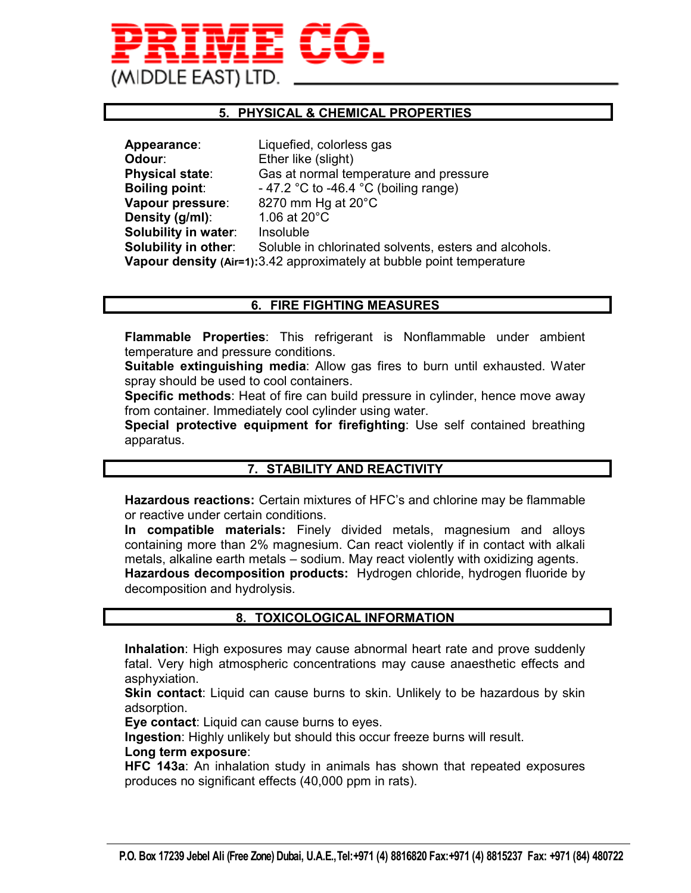## 5. PHYSICAL & CHEMICAL PROPERTIES

**Appearance**: Liquefied, colorless gas
**Odour**: Ether like (slight)
**Physical state**: Gas at normal temperature and pressure
**Boiling point**: - 47.2 °C to -46.4 °C (boiling range)
**Vapour pressure**: 8270 mm Hg at 20°C
**Density (g/ml)**: 1.06 at 20°C
**Solubility in water**: Insoluble
**Solubility in other**: Soluble in chlorinated solvents, esters and alcohols.
**Vapour density (Air=1)**: 3.42 approximately at bubble point temperature

## 6. FIRE FIGHTING MEASURES

**Flammable Properties**: This refrigerant is Nonflammable under ambient temperature and pressure conditions.
**Suitable extinguishing media**: Allow gas fires to burn until exhausted. Water spray should be used to cool containers.
**Specific methods**: Heat of fire can build pressure in cylinder, hence move away from container. Immediately cool cylinder using water.
**Special protective equipment for firefighting**: Use self contained breathing apparatus.

## 7. STABILITY AND REACTIVITY

**Hazardous reactions:** Certain mixtures of HFC's and chlorine may be flammable or reactive under certain conditions.
**In compatible materials:** Finely divided metals, magnesium and alloys containing more than 2% magnesium. Can react violently if in contact with alkali metals, alkaline earth metals – sodium. May react violently with oxidizing agents.
**Hazardous decomposition products:** Hydrogen chloride, hydrogen fluoride by decomposition and hydrolysis.

## 8. TOXICOLOGICAL INFORMATION

**Inhalation**: High exposures may cause abnormal heart rate and prove suddenly fatal. Very high atmospheric concentrations may cause anaesthetic effects and asphyxiation.
**Skin contact**: Liquid can cause burns to skin. Unlikely to be hazardous by skin adsorption.
**Eye contact**: Liquid can cause burns to eyes.
**Ingestion**: Highly unlikely but should this occur freeze burns will result.
**Long term exposure**:
**HFC 143a**: An inhalation study in animals has shown that repeated exposures produces no significant effects (40,000 ppm in rats).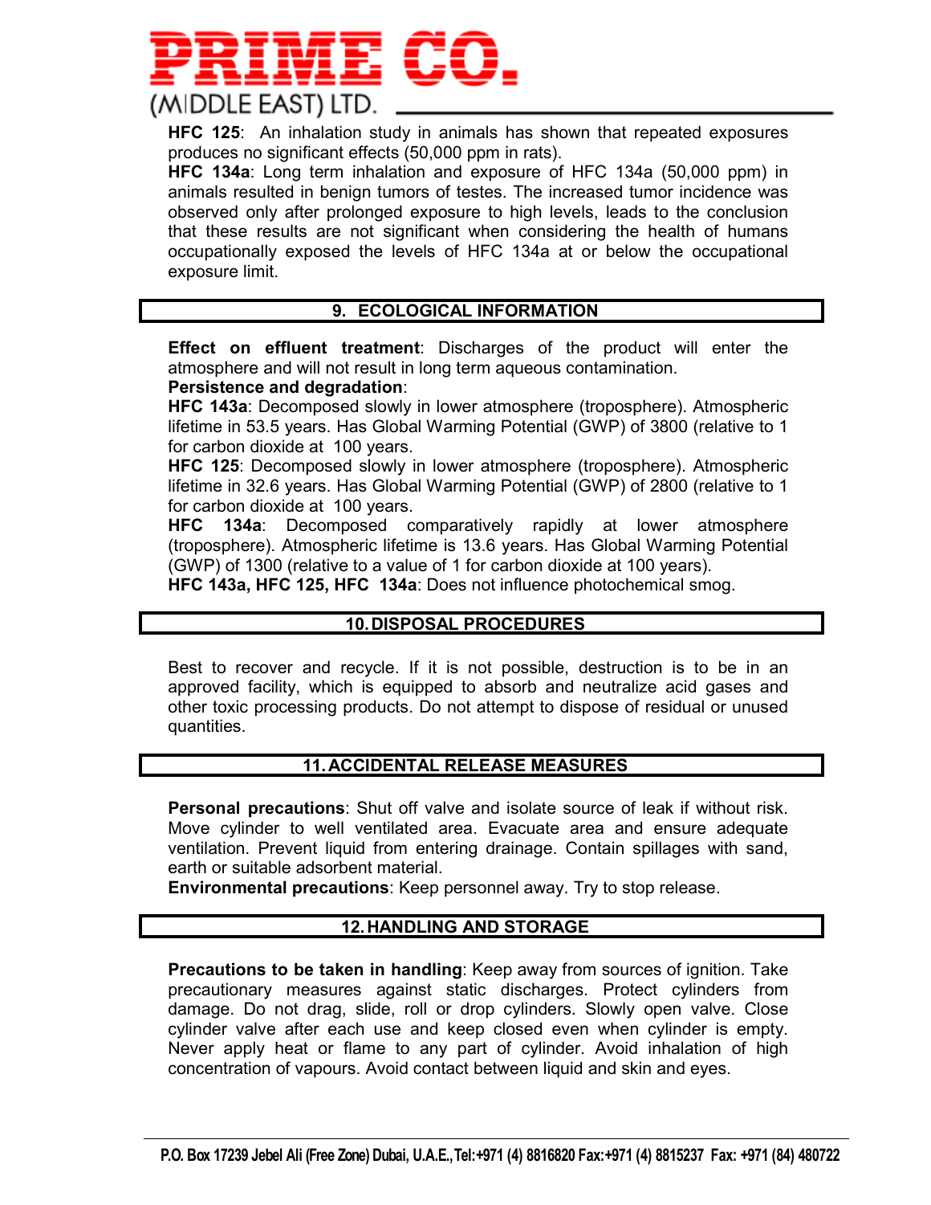**HFC 125**: An inhalation study in animals has shown that repeated exposures produces no significant effects (50,000 ppm in rats).

**HFC 134a**: Long term inhalation and exposure of HFC 134a (50,000 ppm) in animals resulted in benign tumors of testes. The increased tumor incidence was observed only after prolonged exposure to high levels, leads to the conclusion that these results are not significant when considering the health of humans occupationally exposed the levels of HFC 134a at or below the occupational exposure limit.

## 9. ECOLOGICAL INFORMATION

**Effect on effluent treatment**: Discharges of the product will enter the atmosphere and will not result in long term aqueous contamination.

**Persistence and degradation**:

**HFC 143a**: Decomposed slowly in lower atmosphere (troposphere). Atmospheric lifetime in 53.5 years. Has Global Warming Potential (GWP) of 3800 (relative to 1 for carbon dioxide at 100 years.

**HFC 125**: Decomposed slowly in lower atmosphere (troposphere). Atmospheric lifetime in 32.6 years. Has Global Warming Potential (GWP) of 2800 (relative to 1 for carbon dioxide at 100 years.

**HFC 134a**: Decomposed comparatively rapidly at lower atmosphere (troposphere). Atmospheric lifetime is 13.6 years. Has Global Warming Potential (GWP) of 1300 (relative to a value of 1 for carbon dioxide at 100 years).

**HFC 143a, HFC 125, HFC 134a**: Does not influence photochemical smog.

## 10. DISPOSAL PROCEDURES

Best to recover and recycle. If it is not possible, destruction is to be in an approved facility, which is equipped to absorb and neutralize acid gases and other toxic processing products. Do not attempt to dispose of residual or unused quantities.

## 11. ACCIDENTAL RELEASE MEASURES

**Personal precautions**: Shut off valve and isolate source of leak if without risk. Move cylinder to well ventilated area. Evacuate area and ensure adequate ventilation. Prevent liquid from entering drainage. Contain spillages with sand, earth or suitable adsorbent material.

**Environmental precautions**: Keep personnel away. Try to stop release.

## 12. HANDLING AND STORAGE

**Precautions to be taken in handling**: Keep away from sources of ignition. Take precautionary measures against static discharges. Protect cylinders from damage. Do not drag, slide, roll or drop cylinders. Slowly open valve. Close cylinder valve after each use and keep closed even when cylinder is empty. Never apply heat or flame to any part of cylinder. Avoid inhalation of high concentration of vapours. Avoid contact between liquid and skin and eyes.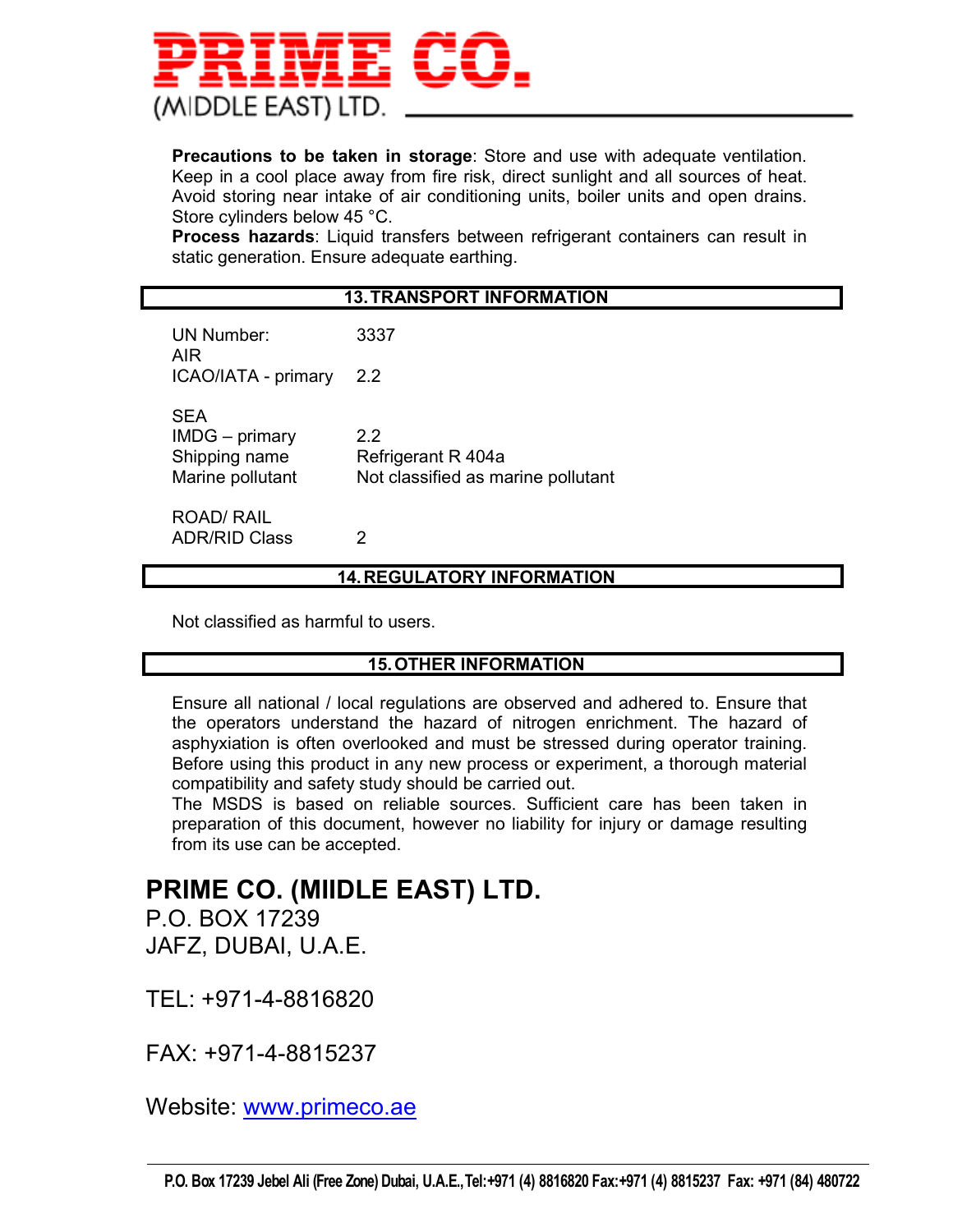**Precautions to be taken in storage**: Store and use with adequate ventilation. Keep in a cool place away from fire risk, direct sunlight and all sources of heat. Avoid storing near intake of air conditioning units, boiler units and open drains. Store cylinders below 45 °C.

**Process hazards**: Liquid transfers between refrigerant containers can result in static generation. Ensure adequate earthing.

## 13. TRANSPORT INFORMATION

| | |
|---|---|
| UN Number: | 3337 |
| AIR | |
| ICAO/IATA - primary | 2.2 |
| | |
| SEA | |
| IMDG – primary | 2.2 |
| Shipping name | Refrigerant R 404a |
| Marine pollutant | Not classified as marine pollutant |
| | |
| ROAD/ RAIL | |
| ADR/RID Class | 2 |

## 14. REGULATORY INFORMATION

Not classified as harmful to users.

## 15. OTHER INFORMATION

Ensure all national / local regulations are observed and adhered to. Ensure that the operators understand the hazard of nitrogen enrichment. The hazard of asphyxiation is often overlooked and must be stressed during operator training. Before using this product in any new process or experiment, a thorough material compatibility and safety study should be carried out.

The MSDS is based on reliable sources. Sufficient care has been taken in preparation of this document, however no liability for injury or damage resulting from its use can be accepted.

**PRIME CO. (MIIDLE EAST) LTD.**

P.O. BOX 17239
JAFZ, DUBAI, U.A.E.

TEL: +971-4-8816820

FAX: +971-4-8815237

Website: www.primeco.ae